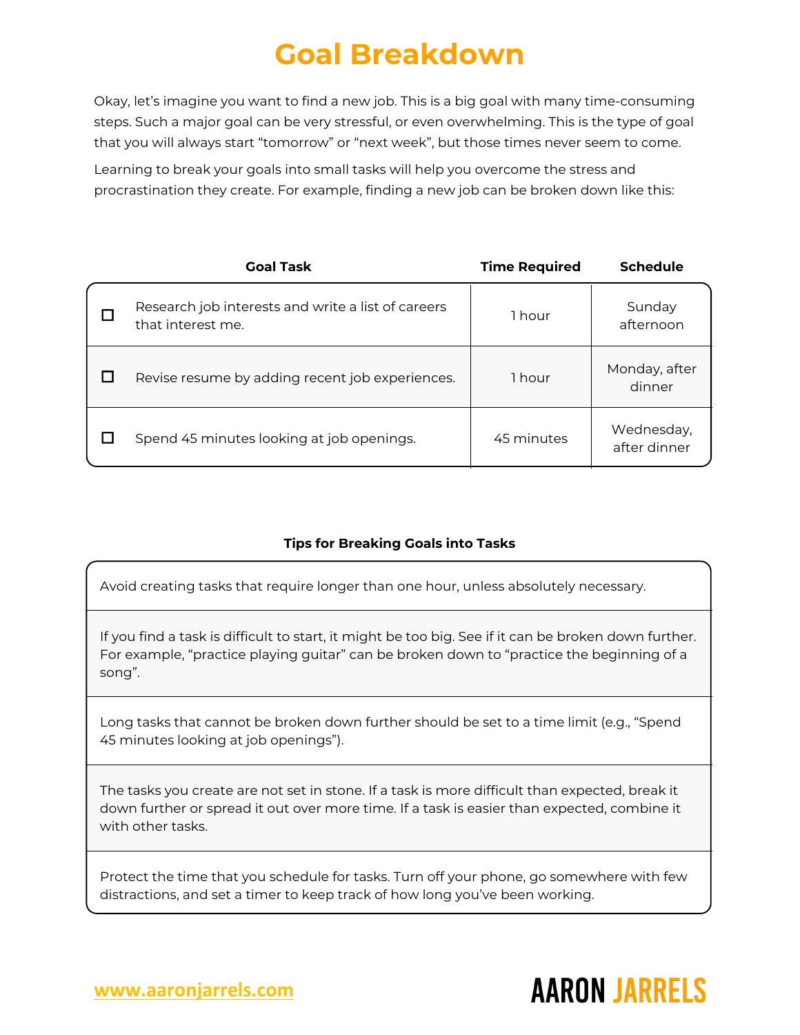# Goal Breakdown

Okay, let's imagine you want to find a new job. This is a big goal with many time-consuming steps. Such a major goal can be very stressful, or even overwhelming. This is the type of goal that you will always start "tomorrow" or "next week", but those times never seem to come.

Learning to break your goals into small tasks will help you overcome the stress and procrastination they create. For example, finding a new job can be broken down like this:

| | Goal Task | Time Required | Schedule |
|---|---|---|---|
| ☐ | Research job interests and write a list of careers that interest me. | 1 hour | Sunday afternoon |
| ☐ | Revise resume by adding recent job experiences. | 1 hour | Monday, after dinner |
| ☐ | Spend 45 minutes looking at job openings. | 45 minutes | Wednesday, after dinner |

**Tips for Breaking Goals into Tasks**

| Tips for Breaking Goals into Tasks |
|---|
| Avoid creating tasks that require longer than one hour, unless absolutely necessary. |
| If you find a task is difficult to start, it might be too big. See if it can be broken down further. For example, "practice playing guitar" can be broken down to "practice the beginning of a song". |
| Long tasks that cannot be broken down further should be set to a time limit (e.g., "Spend 45 minutes looking at job openings"). |
| The tasks you create are not set in stone. If a task is more difficult than expected, break it down further or spread it out over more time. If a task is easier than expected, combine it with other tasks. |
| Protect the time that you schedule for tasks. Turn off your phone, go somewhere with few distractions, and set a timer to keep track of how long you've been working. |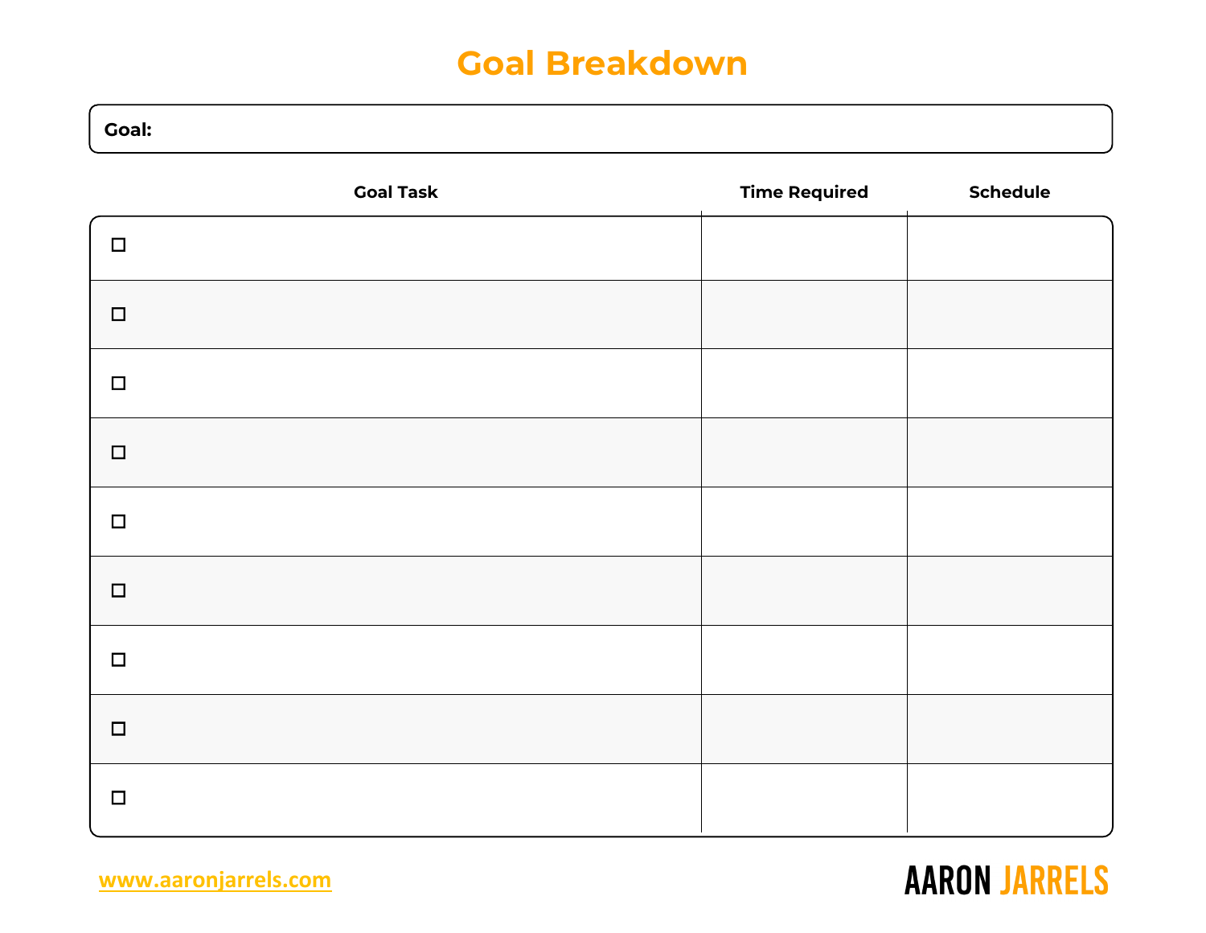# Goal Breakdown

**Goal:**

| Goal Task | Time Required | Schedule |
| --- | --- | --- |
| ☐ | | |
| ☐ | | |
| ☐ | | |
| ☐ | | |
| ☐ | | |
| ☐ | | |
| ☐ | | |
| ☐ | | |
| ☐ | | |

www.aaronjarrels.com

AARON JARRELS